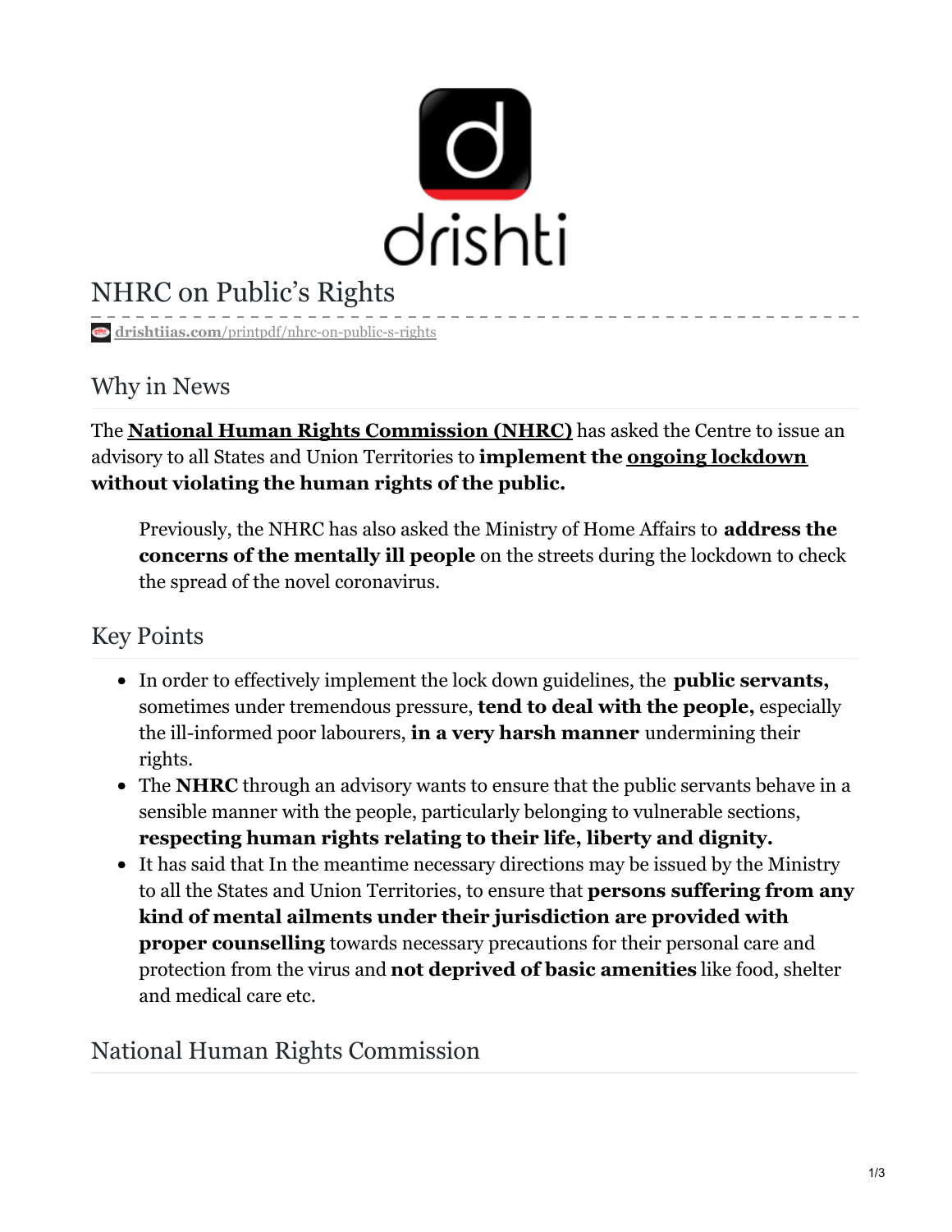# NHRC on Public's Rights

**drishtiias.com**/printpdf/nhrc-on-public-s-rights

## Why in News

The **National Human Rights Commission (NHRC)** has asked the Centre to issue an advisory to all States and Union Territories to **implement the ongoing lockdown without violating the human rights of the public.**

> Previously, the NHRC has also asked the Ministry of Home Affairs to **address the concerns of the mentally ill people** on the streets during the lockdown to check the spread of the novel coronavirus.

## Key Points

- In order to effectively implement the lock down guidelines, the **public servants,** sometimes under tremendous pressure, **tend to deal with the people,** especially the ill-informed poor labourers, **in a very harsh manner** undermining their rights.
- The **NHRC** through an advisory wants to ensure that the public servants behave in a sensible manner with the people, particularly belonging to vulnerable sections, **respecting human rights relating to their life, liberty and dignity.**
- It has said that In the meantime necessary directions may be issued by the Ministry to all the States and Union Territories, to ensure that **persons suffering from any kind of mental ailments under their jurisdiction are provided with proper counselling** towards necessary precautions for their personal care and protection from the virus and **not deprived of basic amenities** like food, shelter and medical care etc.

## National Human Rights Commission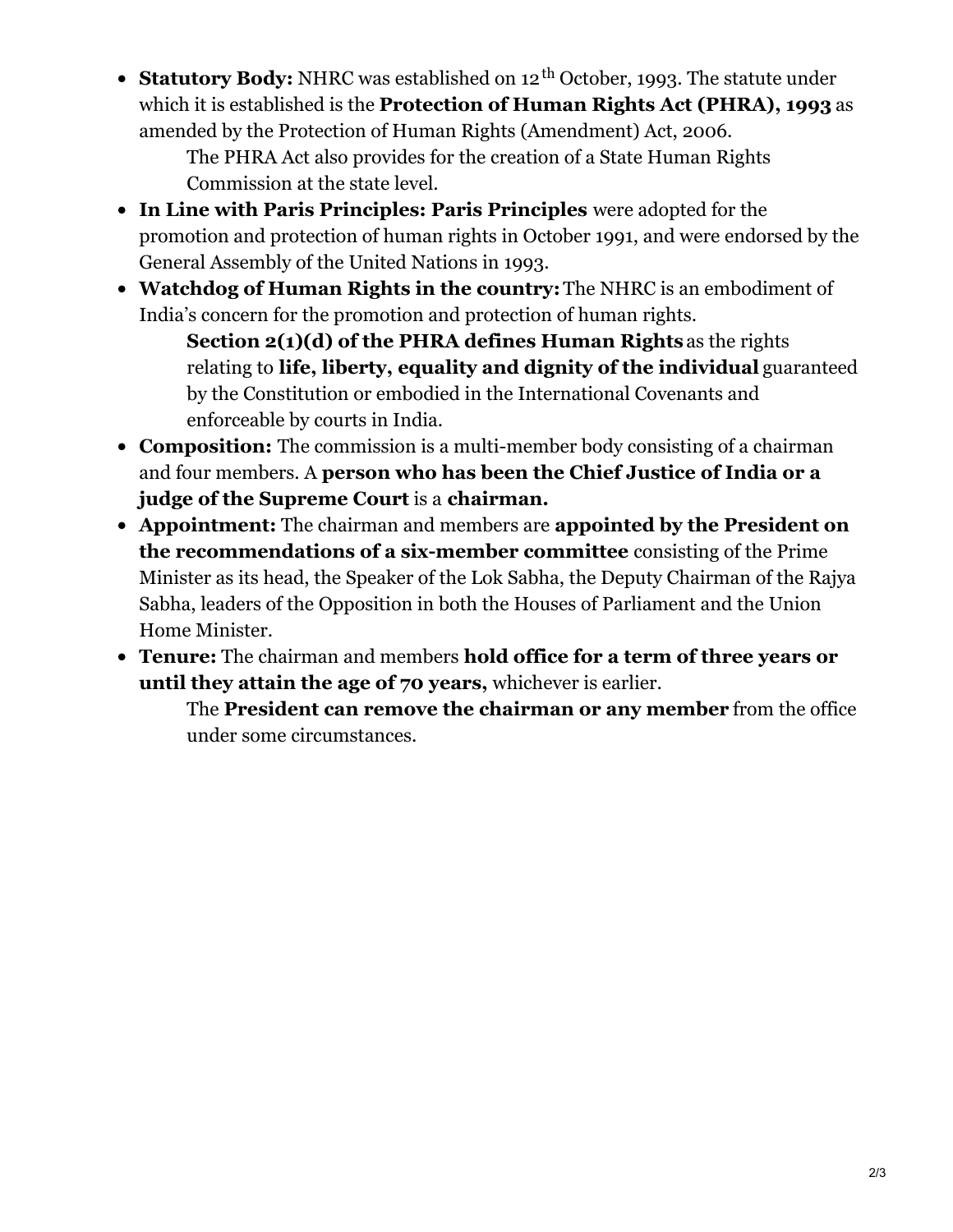- **Statutory Body:** NHRC was established on 12[th] October, 1993. The statute under which it is established is the **Protection of Human Rights Act (PHRA), 1993** as amended by the Protection of Human Rights (Amendment) Act, 2006.
    - The PHRA Act also provides for the creation of a State Human Rights Commission at the state level.
- **In Line with Paris Principles: Paris Principles** were adopted for the promotion and protection of human rights in October 1991, and were endorsed by the General Assembly of the United Nations in 1993.
- **Watchdog of Human Rights in the country:** The NHRC is an embodiment of India's concern for the promotion and protection of human rights.
    - **Section 2(1)(d) of the PHRA defines Human Rights** as the rights relating to **life, liberty, equality and dignity of the individual** guaranteed by the Constitution or embodied in the International Covenants and enforceable by courts in India.
- **Composition:** The commission is a multi-member body consisting of a chairman and four members. A **person who has been the Chief Justice of India or a judge of the Supreme Court** is a **chairman.**
- **Appointment:** The chairman and members are **appointed by the President on the recommendations of a six-member committee** consisting of the Prime Minister as its head, the Speaker of the Lok Sabha, the Deputy Chairman of the Rajya Sabha, leaders of the Opposition in both the Houses of Parliament and the Union Home Minister.
- **Tenure:** The chairman and members **hold office for a term of three years or until they attain the age of 70 years,** whichever is earlier.
    - The **President can remove the chairman or any member** from the office under some circumstances.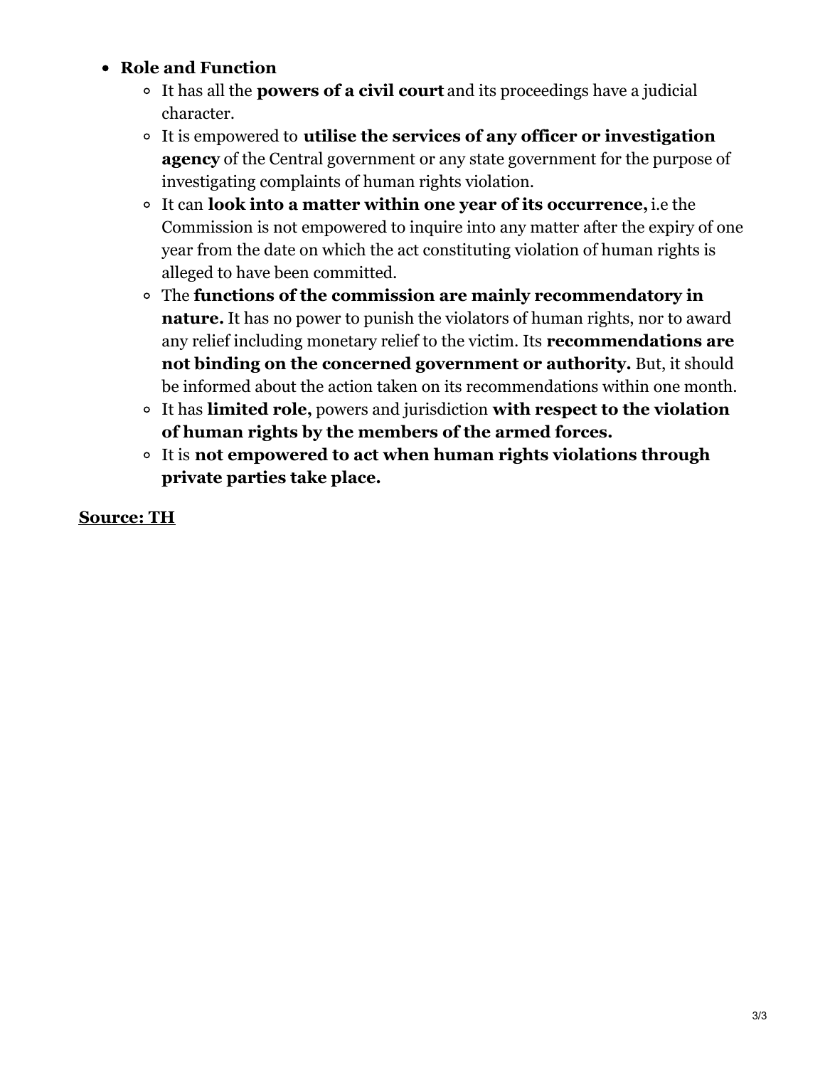- **Role and Function**
  - It has all the **powers of a civil court** and its proceedings have a judicial character.
  - It is empowered to **utilise the services of any officer or investigation agency** of the Central government or any state government for the purpose of investigating complaints of human rights violation.
  - It can **look into a matter within one year of its occurrence,** i.e the Commission is not empowered to inquire into any matter after the expiry of one year from the date on which the act constituting violation of human rights is alleged to have been committed.
  - The **functions of the commission are mainly recommendatory in nature.** It has no power to punish the violators of human rights, nor to award any relief including monetary relief to the victim. Its **recommendations are not binding on the concerned government or authority.** But, it should be informed about the action taken on its recommendations within one month.
  - It has **limited role,** powers and jurisdiction **with respect to the violation of human rights by the members of the armed forces.**
  - It is **not empowered to act when human rights violations through private parties take place.**

**Source: TH**